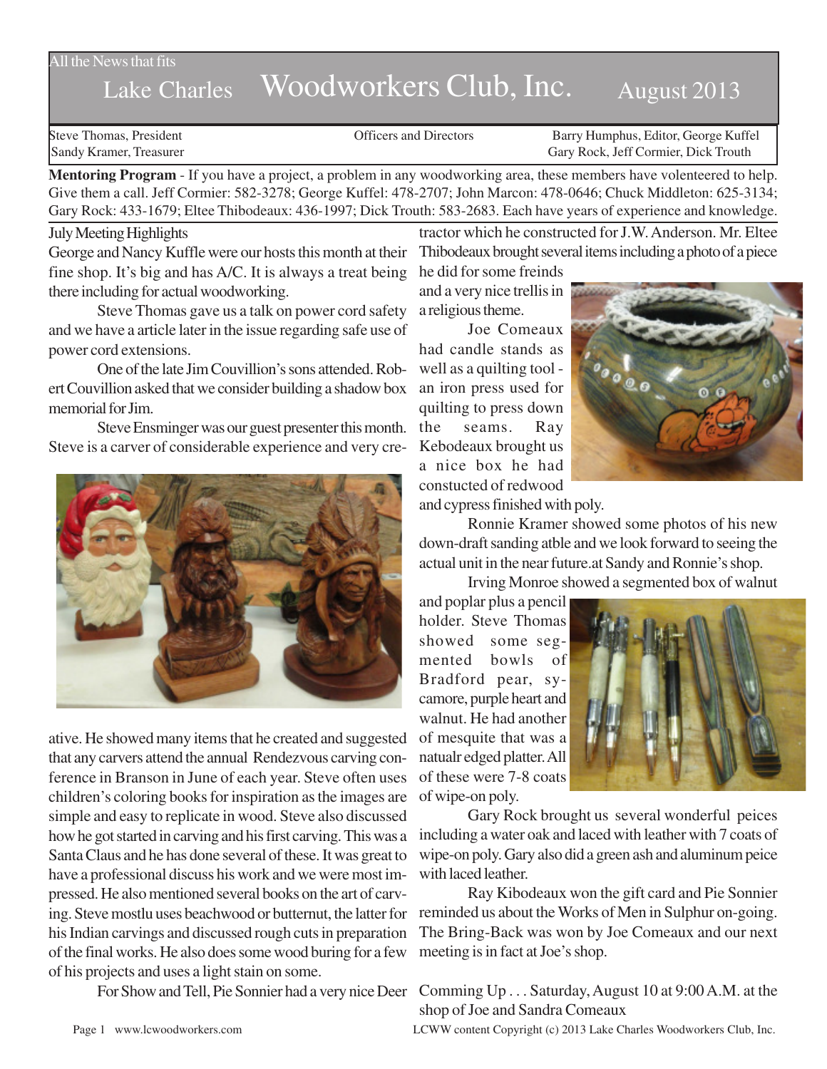All the News that fits

# Lake Charles Woodworkers Club, Inc. August 2013

| Steve Thomas, President | Officers and Directors | Barry Humphus, Editor, George Kuffel |
|---|---|---|
| Sandy Kramer, Treasurer | | Gary Rock, Jeff Cormier, Dick Trouth |

**Mentoring Program** - If you have a project, a problem in any woodworking area, these members have volenteered to help. Give them a call. Jeff Cormier: 582-3278; George Kuffel: 478-2707; John Marcon: 478-0646; Chuck Middleton: 625-3134; Gary Rock: 433-1679; Eltee Thibodeaux: 436-1997; Dick Trouth: 583-2683. Each have years of experience and knowledge.

## July Meeting Highlights

George and Nancy Kuffle were our hosts this month at their fine shop. It's big and has A/C. It is always a treat being there including for actual woodworking.

Steve Thomas gave us a talk on power cord safety and we have a article later in the issue regarding safe use of power cord extensions.

One of the late Jim Couvillion's sons attended. Robert Couvillion asked that we consider building a shadow box memorial for Jim.

Steve Ensminger was our guest presenter this month. Steve is a carver of considerable experience and very creative. He showed many items that he created and suggested that any carvers attend the annual Rendezvous carving conference in Branson in June of each year. Steve often uses children's coloring books for inspiration as the images are simple and easy to replicate in wood. Steve also discussed how he got started in carving and his first carving. This was a Santa Claus and he has done several of these. It was great to have a professional discuss his work and we were most impressed. He also mentioned several books on the art of carving. Steve mostlu uses beachwood or butternut, the latter for his Indian carvings and discussed rough cuts in preparation of the final works. He also does some wood buring for a few of his projects and uses a light stain on some.

For Show and Tell, Pie Sonnier had a very nice Deer tractor which he constructed for J.W. Anderson. Mr. Eltee Thibodeaux brought several items including a photo of a piece he did for some freinds and a very nice trellis in a religious theme.

Joe Comeaux had candle stands as well as a quilting tool - an iron press used for quilting to press down the seams. Ray Kebodeaux brought us a nice box he had constucted of redwood and cypress finished with poly.

Ronnie Kramer showed some photos of his new down-draft sanding atble and we look forward to seeing the actual unit in the near future.at Sandy and Ronnie's shop.

Irving Monroe showed a segmented box of walnut and poplar plus a pencil holder. Steve Thomas showed some segmented bowls of Bradford pear, sycamore, purple heart and walnut. He had another of mesquite that was a natualr edged platter. All of these were 7-8 coats of wipe-on poly.

Gary Rock brought us several wonderful peices including a water oak and laced with leather with 7 coats of wipe-on poly. Gary also did a green ash and aluminum peice with laced leather.

Ray Kibodeaux won the gift card and Pie Sonnier reminded us about the Works of Men in Sulphur on-going. The Bring-Back was won by Joe Comeaux and our next meeting is in fact at Joe's shop.

Comming Up . . . Saturday, August 10 at 9:00 A.M. at the shop of Joe and Sandra Comeaux

www.lcwoodworkers.com

LCWW content Copyright (c) 2013 Lake Charles Woodworkers Club, Inc.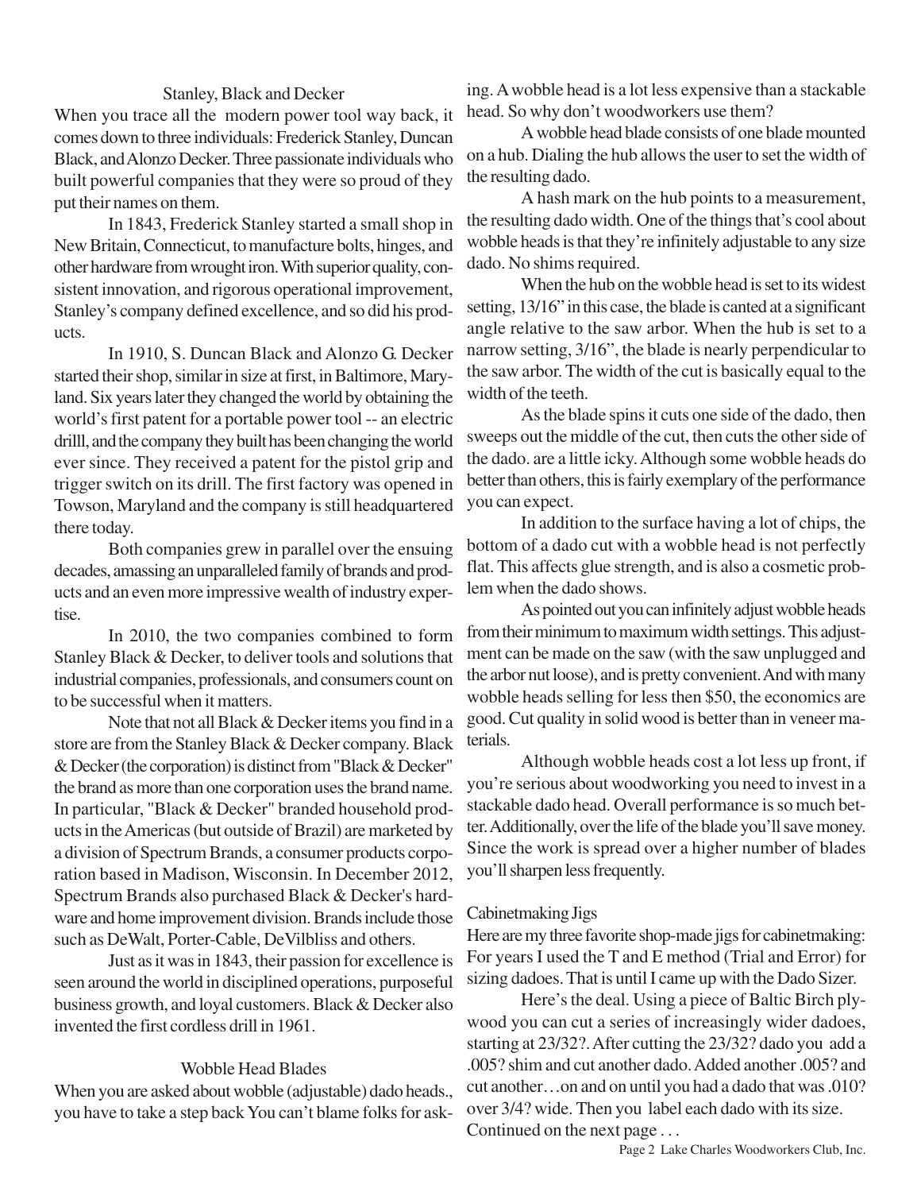## Stanley, Black and Decker

When you trace all the modern power tool way back, it comes down to three individuals: Frederick Stanley, Duncan Black, and Alonzo Decker. Three passionate individuals who built powerful companies that they were so proud of they put their names on them.

In 1843, Frederick Stanley started a small shop in New Britain, Connecticut, to manufacture bolts, hinges, and other hardware from wrought iron. With superior quality, consistent innovation, and rigorous operational improvement, Stanley's company defined excellence, and so did his products.

In 1910, S. Duncan Black and Alonzo G. Decker started their shop, similar in size at first, in Baltimore, Maryland. Six years later they changed the world by obtaining the world's first patent for a portable power tool -- an electric drilll, and the company they built has been changing the world ever since. They received a patent for the pistol grip and trigger switch on its drill. The first factory was opened in Towson, Maryland and the company is still headquartered there today.

Both companies grew in parallel over the ensuing decades, amassing an unparalleled family of brands and products and an even more impressive wealth of industry expertise.

In 2010, the two companies combined to form Stanley Black & Decker, to deliver tools and solutions that industrial companies, professionals, and consumers count on to be successful when it matters.

Note that not all Black & Decker items you find in a store are from the Stanley Black & Decker company. Black & Decker (the corporation) is distinct from "Black & Decker" the brand as more than one corporation uses the brand name. In particular, "Black & Decker" branded household products in the Americas (but outside of Brazil) are marketed by a division of Spectrum Brands, a consumer products corporation based in Madison, Wisconsin. In December 2012, Spectrum Brands also purchased Black & Decker's hardware and home improvement division. Brands include those such as DeWalt, Porter-Cable, DeVilbliss and others.

Just as it was in 1843, their passion for excellence is seen around the world in disciplined operations, purposeful business growth, and loyal customers. Black & Decker also invented the first cordless drill in 1961.

## Wobble Head Blades

When you are asked about wobble (adjustable) dado heads., you have to take a step back You can't blame folks for asking. A wobble head is a lot less expensive than a stackable head. So why don't woodworkers use them?

A wobble head blade consists of one blade mounted on a hub. Dialing the hub allows the user to set the width of the resulting dado.

A hash mark on the hub points to a measurement, the resulting dado width. One of the things that's cool about wobble heads is that they're infinitely adjustable to any size dado. No shims required.

When the hub on the wobble head is set to its widest setting, 13/16" in this case, the blade is canted at a significant angle relative to the saw arbor. When the hub is set to a narrow setting, 3/16", the blade is nearly perpendicular to the saw arbor. The width of the cut is basically equal to the width of the teeth.

As the blade spins it cuts one side of the dado, then sweeps out the middle of the cut, then cuts the other side of the dado. are a little icky. Although some wobble heads do better than others, this is fairly exemplary of the performance you can expect.

In addition to the surface having a lot of chips, the bottom of a dado cut with a wobble head is not perfectly flat. This affects glue strength, and is also a cosmetic problem when the dado shows.

As pointed out you can infinitely adjust wobble heads from their minimum to maximum width settings. This adjustment can be made on the saw (with the saw unplugged and the arbor nut loose), and is pretty convenient. And with many wobble heads selling for less then $50, the economics are good. Cut quality in solid wood is better than in veneer materials.

Although wobble heads cost a lot less up front, if you're serious about woodworking you need to invest in a stackable dado head. Overall performance is so much better. Additionally, over the life of the blade you'll save money. Since the work is spread over a higher number of blades you'll sharpen less frequently.

## Cabinetmaking Jigs

Here are my three favorite shop-made jigs for cabinetmaking: For years I used the T and E method (Trial and Error) for sizing dadoes. That is until I came up with the Dado Sizer.

Here's the deal. Using a piece of Baltic Birch plywood you can cut a series of increasingly wider dadoes, starting at 23/32?. After cutting the 23/32? dado you add a .005? shim and cut another dado. Added another .005? and cut another…on and on until you had a dado that was .010? over 3/4? wide. Then you label each dado with its size.

Continued on the next page . . .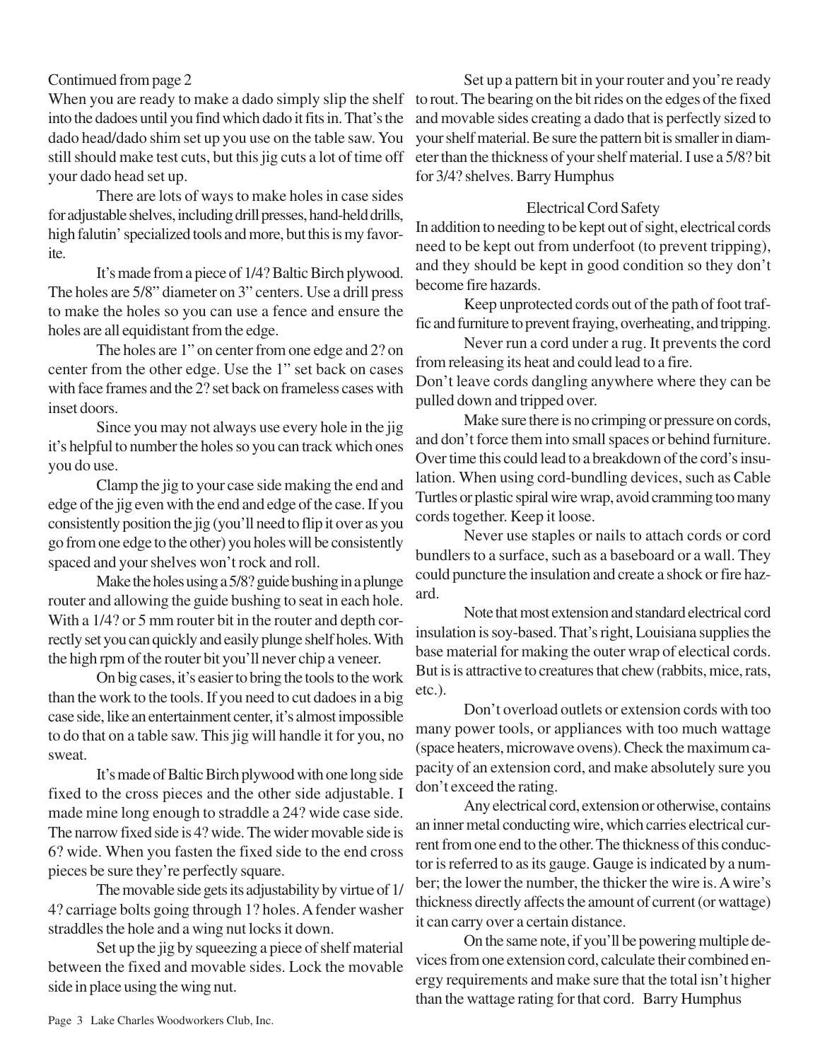Contimued from page 2

When you are ready to make a dado simply slip the shelf into the dadoes until you find which dado it fits in. That's the dado head/dado shim set up you use on the table saw. You still should make test cuts, but this jig cuts a lot of time off your dado head set up.

There are lots of ways to make holes in case sides for adjustable shelves, including drill presses, hand-held drills, high falutin' specialized tools and more, but this is my favorite.

It's made from a piece of 1/4? Baltic Birch plywood. The holes are 5/8" diameter on 3" centers. Use a drill press to make the holes so you can use a fence and ensure the holes are all equidistant from the edge.

The holes are 1" on center from one edge and 2? on center from the other edge. Use the 1" set back on cases with face frames and the 2? set back on frameless cases with inset doors.

Since you may not always use every hole in the jig it's helpful to number the holes so you can track which ones you do use.

Clamp the jig to your case side making the end and edge of the jig even with the end and edge of the case. If you consistently position the jig (you'll need to flip it over as you go from one edge to the other) you holes will be consistently spaced and your shelves won't rock and roll.

Make the holes using a 5/8? guide bushing in a plunge router and allowing the guide bushing to seat in each hole. With a 1/4? or 5 mm router bit in the router and depth correctly set you can quickly and easily plunge shelf holes. With the high rpm of the router bit you'll never chip a veneer.

On big cases, it's easier to bring the tools to the work than the work to the tools. If you need to cut dadoes in a big case side, like an entertainment center, it's almost impossible to do that on a table saw. This jig will handle it for you, no sweat.

It's made of Baltic Birch plywood with one long side fixed to the cross pieces and the other side adjustable. I made mine long enough to straddle a 24? wide case side. The narrow fixed side is 4? wide. The wider movable side is 6? wide. When you fasten the fixed side to the end cross pieces be sure they're perfectly square.

The movable side gets its adjustability by virtue of 1/4? carriage bolts going through 1? holes. A fender washer straddles the hole and a wing nut locks it down.

Set up the jig by squeezing a piece of shelf material between the fixed and movable sides. Lock the movable side in place using the wing nut.

Set up a pattern bit in your router and you're ready to rout. The bearing on the bit rides on the edges of the fixed and movable sides creating a dado that is perfectly sized to your shelf material. Be sure the pattern bit is smaller in diameter than the thickness of your shelf material. I use a 5/8? bit for 3/4? shelves. Barry Humphus

## Electrical Cord Safety

In addition to needing to be kept out of sight, electrical cords need to be kept out from underfoot (to prevent tripping), and they should be kept in good condition so they don't become fire hazards.

Keep unprotected cords out of the path of foot traffic and furniture to prevent fraying, overheating, and tripping.

Never run a cord under a rug. It prevents the cord from releasing its heat and could lead to a fire.

Don't leave cords dangling anywhere where they can be pulled down and tripped over.

Make sure there is no crimping or pressure on cords, and don't force them into small spaces or behind furniture. Over time this could lead to a breakdown of the cord's insulation. When using cord-bundling devices, such as Cable Turtles or plastic spiral wire wrap, avoid cramming too many cords together. Keep it loose.

Never use staples or nails to attach cords or cord bundlers to a surface, such as a baseboard or a wall. They could puncture the insulation and create a shock or fire hazard.

Note that most extension and standard electrical cord insulation is soy-based. That's right, Louisiana supplies the base material for making the outer wrap of electical cords. But is is attractive to creatures that chew (rabbits, mice, rats, etc.).

Don't overload outlets or extension cords with too many power tools, or appliances with too much wattage (space heaters, microwave ovens). Check the maximum capacity of an extension cord, and make absolutely sure you don't exceed the rating.

Any electrical cord, extension or otherwise, contains an inner metal conducting wire, which carries electrical current from one end to the other. The thickness of this conductor is referred to as its gauge. Gauge is indicated by a number; the lower the number, the thicker the wire is. A wire's thickness directly affects the amount of current (or wattage) it can carry over a certain distance.

On the same note, if you'll be powering multiple devices from one extension cord, calculate their combined energy requirements and make sure that the total isn't higher than the wattage rating for that cord. Barry Humphus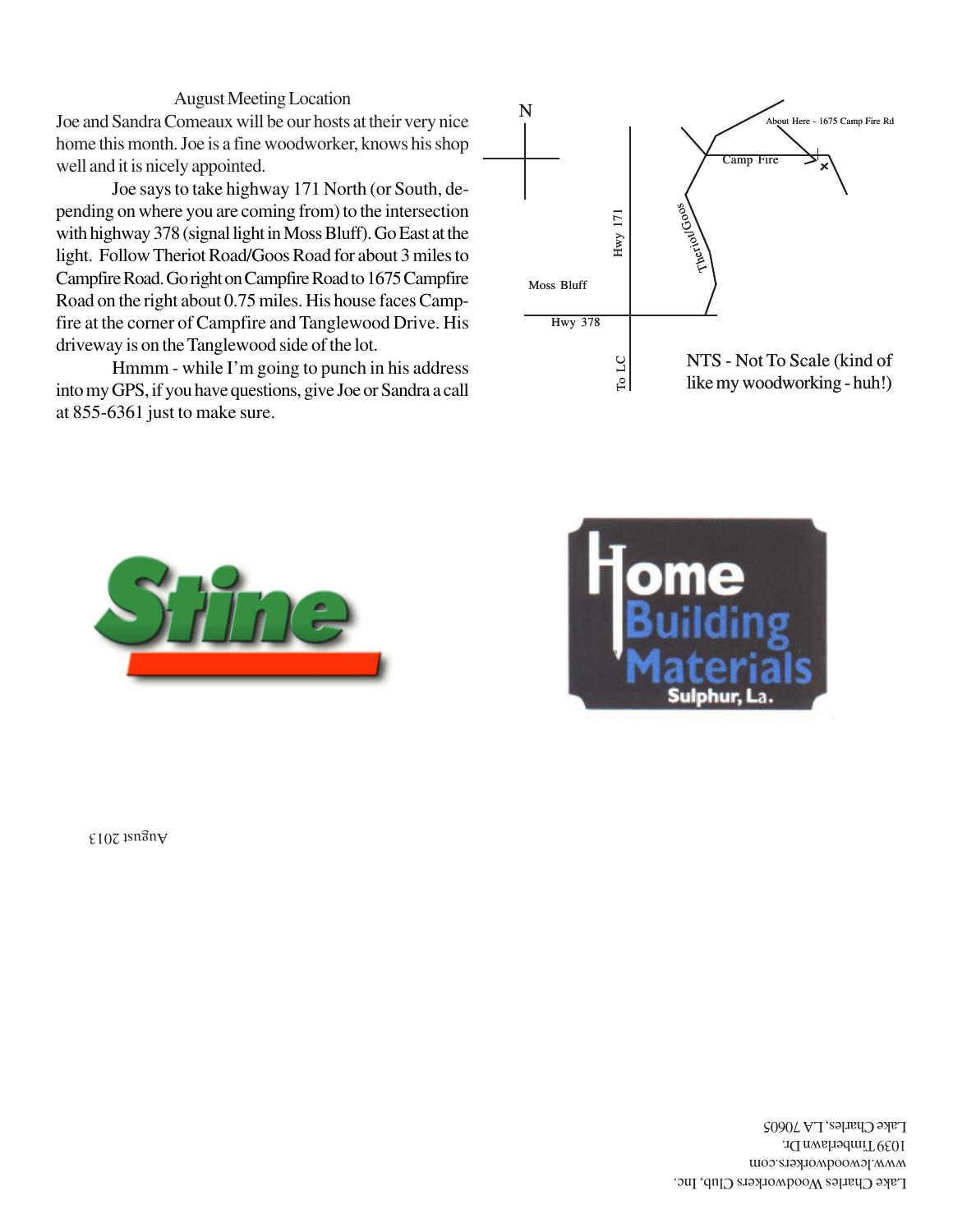## August Meeting Location

Joe and Sandra Comeaux will be our hosts at their very nice home this month. Joe is a fine woodworker, knows his shop well and it is nicely appointed.

Joe says to take highway 171 North (or South, depending on where you are coming from) to the intersection with highway 378 (signal light in Moss Bluff). Go East at the light. Follow Theriot Road/Goos Road for about 3 miles to Campfire Road. Go right on Campfire Road to 1675 Campfire Road on the right about 0.75 miles. His house faces Campfire at the corner of Campfire and Tanglewood Drive. His driveway is on the Tanglewood side of the lot.

Hmmm - while I'm going to punch in his address into my GPS, if you have questions, give Joe or Sandra a call at 855-6361 just to make sure.

N

About Here - 1675 Camp Fire Rd

Camp Fire

Hwy 171

Theriot/Goos

Moss Bluff

Hwy 378

To LC

NTS - Not To Scale (kind of like my woodworking - huh!)

Stine

Home Building Materials
Sulphur, La.

August 2013

Lake Charles Woodworkers Club, Inc.
www.lcwoodworkers.com
1039 Timberlawn Dr.
Lake Charles, LA 70605